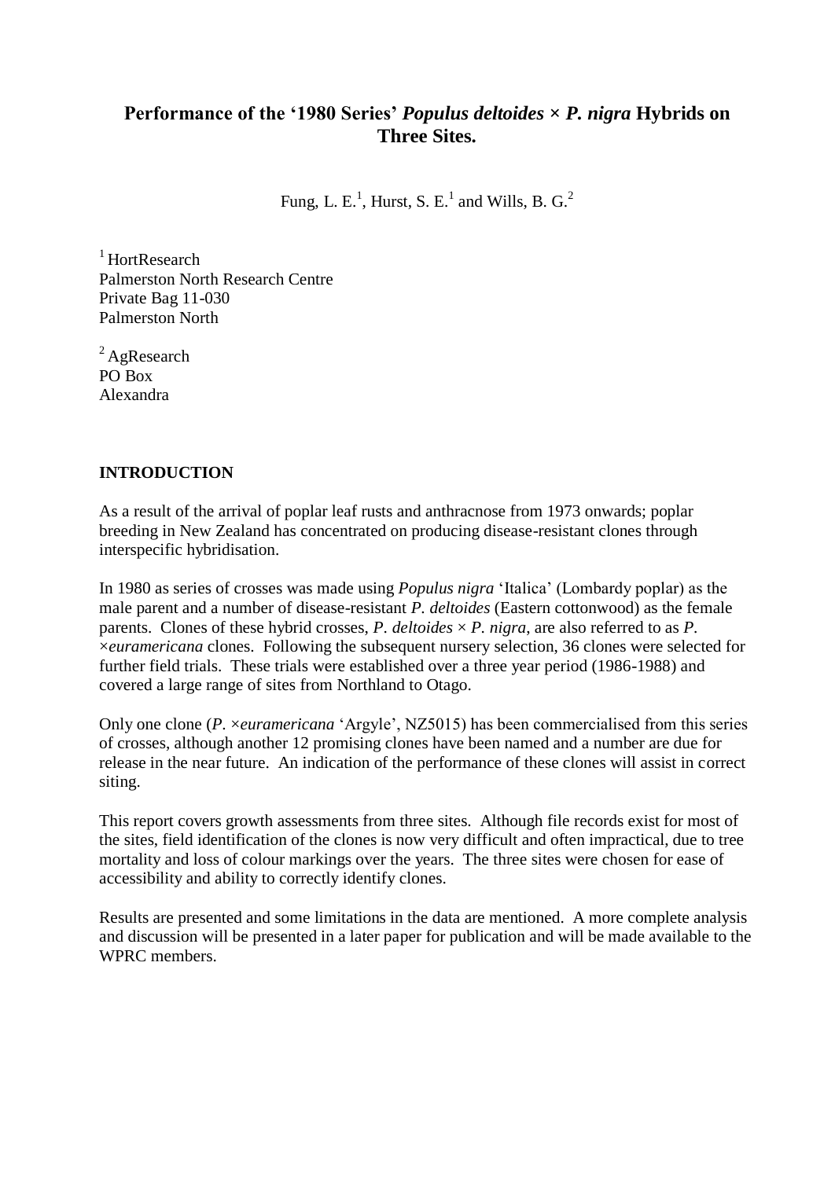# Performance of the '1980 Series' *Populus deltoides* × *P. nigra* Hybrids on Three Sites.

Fung, L. E.[1], Hurst, S. E.[1] and Wills, B. G.[2]

[1] HortResearch
Palmerston North Research Centre
Private Bag 11-030
Palmerston North

[2] AgResearch
PO Box
Alexandra

## INTRODUCTION

As a result of the arrival of poplar leaf rusts and anthracnose from 1973 onwards; poplar breeding in New Zealand has concentrated on producing disease-resistant clones through interspecific hybridisation.

In 1980 as series of crosses was made using *Populus nigra* 'Italica' (Lombardy poplar) as the male parent and a number of disease-resistant *P. deltoides* (Eastern cottonwood) as the female parents. Clones of these hybrid crosses, *P. deltoides* × *P. nigra*, are also referred to as *P. ×euramericana* clones. Following the subsequent nursery selection, 36 clones were selected for further field trials. These trials were established over a three year period (1986-1988) and covered a large range of sites from Northland to Otago.

Only one clone (*P. ×euramericana* 'Argyle', NZ5015) has been commercialised from this series of crosses, although another 12 promising clones have been named and a number are due for release in the near future. An indication of the performance of these clones will assist in correct siting.

This report covers growth assessments from three sites. Although file records exist for most of the sites, field identification of the clones is now very difficult and often impractical, due to tree mortality and loss of colour markings over the years. The three sites were chosen for ease of accessibility and ability to correctly identify clones.

Results are presented and some limitations in the data are mentioned. A more complete analysis and discussion will be presented in a later paper for publication and will be made available to the WPRC members.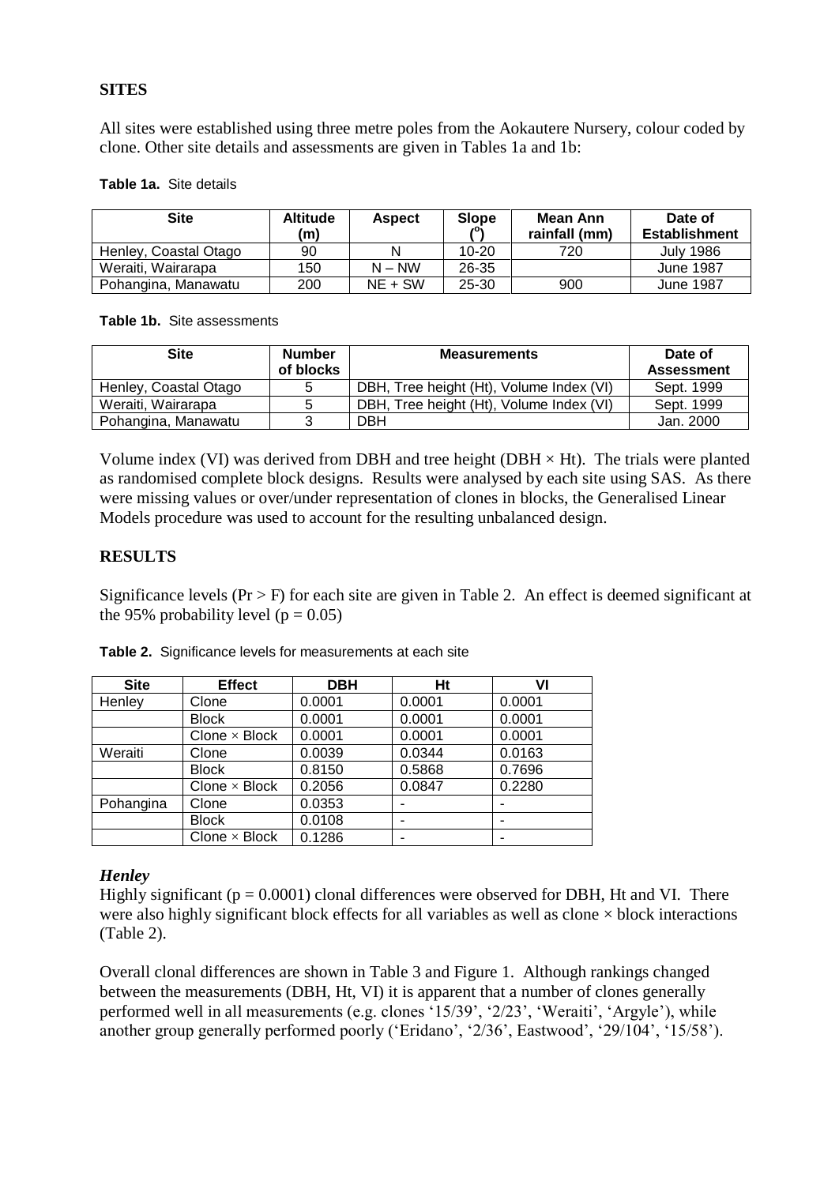## SITES

All sites were established using three metre poles from the Aokautere Nursery, colour coded by clone. Other site details and assessments are given in Tables 1a and 1b:

**Table 1a.** Site details

| Site | Altitude (m) | Aspect | Slope (°) | Mean Ann rainfall (mm) | Date of Establishment |
|---|---|---|---|---|---|
| Henley, Coastal Otago | 90 | N | 10-20 | 720 | July 1986 |
| Weraiti, Wairarapa | 150 | N – NW | 26-35 | | June 1987 |
| Pohangina, Manawatu | 200 | NE + SW | 25-30 | 900 | June 1987 |

**Table 1b.** Site assessments

| Site | Number of blocks | Measurements | Date of Assessment |
|---|---|---|---|
| Henley, Coastal Otago | 5 | DBH, Tree height (Ht), Volume Index (VI) | Sept. 1999 |
| Weraiti, Wairarapa | 5 | DBH, Tree height (Ht), Volume Index (VI) | Sept. 1999 |
| Pohangina, Manawatu | 3 | DBH | Jan. 2000 |

Volume index (VI) was derived from DBH and tree height (DBH × Ht). The trials were planted as randomised complete block designs. Results were analysed by each site using SAS. As there were missing values or over/under representation of clones in blocks, the Generalised Linear Models procedure was used to account for the resulting unbalanced design.

## RESULTS

Significance levels ($Pr > F$) for each site are given in Table 2. An effect is deemed significant at the 95% probability level ($p = 0.05$)

**Table 2.** Significance levels for measurements at each site

| Site | Effect | DBH | Ht | VI |
|---|---|---|---|---|
| Henley | Clone | 0.0001 | 0.0001 | 0.0001 |
| | Block | 0.0001 | 0.0001 | 0.0001 |
| | Clone × Block | 0.0001 | 0.0001 | 0.0001 |
| Weraiti | Clone | 0.0039 | 0.0344 | 0.0163 |
| | Block | 0.8150 | 0.5868 | 0.7696 |
| | Clone × Block | 0.2056 | 0.0847 | 0.2280 |
| Pohangina | Clone | 0.0353 | - | - |
| | Block | 0.0108 | - | - |
| | Clone × Block | 0.1286 | - | - |

### *Henley*

Highly significant ($p = 0.0001$) clonal differences were observed for DBH, Ht and VI. There were also highly significant block effects for all variables as well as clone × block interactions (Table 2).

Overall clonal differences are shown in Table 3 and Figure 1. Although rankings changed between the measurements (DBH, Ht, VI) it is apparent that a number of clones generally performed well in all measurements (e.g. clones '15/39', '2/23', 'Weraiti', 'Argyle'), while another group generally performed poorly ('Eridano', '2/36', Eastwood', '29/104', '15/58').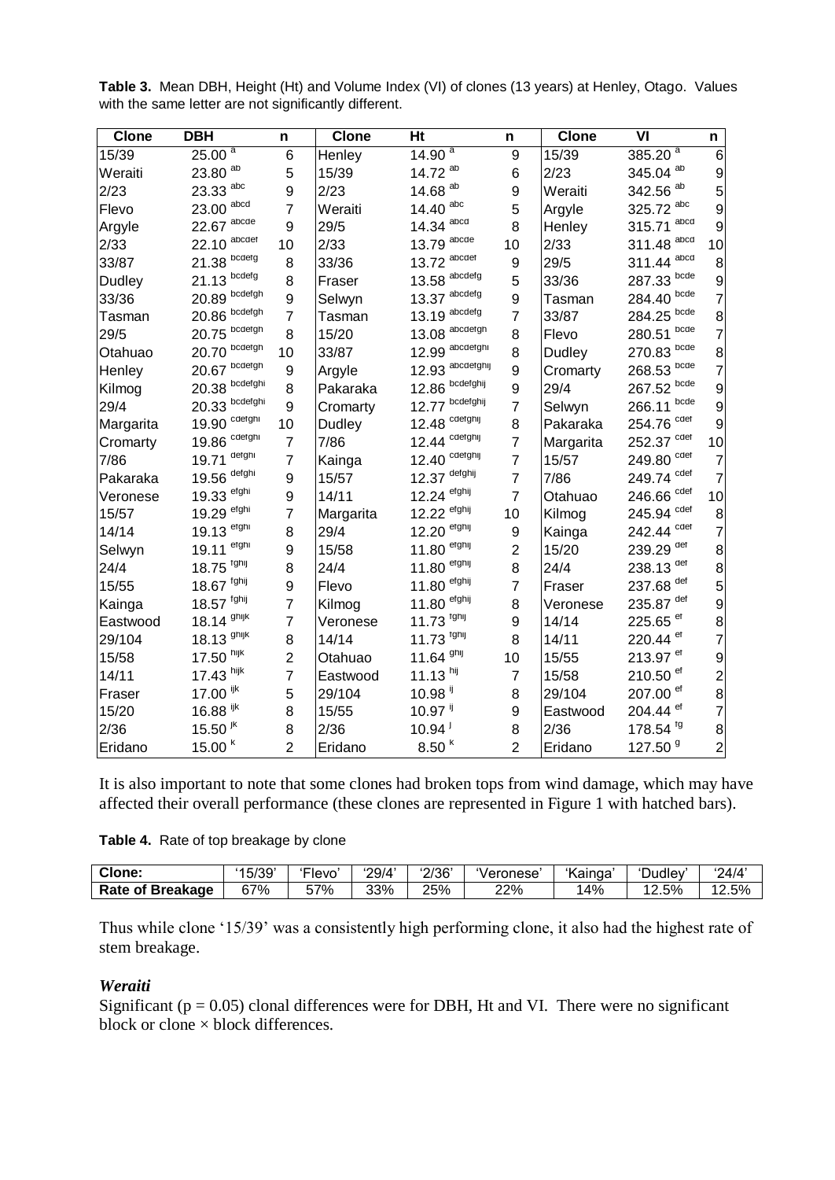**Table 3.** Mean DBH, Height (Ht) and Volume Index (VI) of clones (13 years) at Henley, Otago. Values with the same letter are not significantly different.

| Clone | DBH | n | Clone | Ht | n | Clone | VI | n |
|---|---|---|---|---|---|---|---|---|
| 15/39 | 25.00 [a] | 6 | Henley | 14.90 [a] | 9 | 15/39 | 385.20 [a] | 6 |
| Weraiti | 23.80 [ab] | 5 | 15/39 | 14.72 [ab] | 6 | 2/23 | 345.04 [ab] | 9 |
| 2/23 | 23.33 [abc] | 9 | 2/23 | 14.68 [ab] | 9 | Weraiti | 342.56 [ab] | 5 |
| Flevo | 23.00 [abcd] | 7 | Weraiti | 14.40 [abc] | 5 | Argyle | 325.72 [abc] | 9 |
| Argyle | 22.67 [abcde] | 9 | 29/5 | 14.34 [abcd] | 8 | Henley | 315.71 [abcd] | 9 |
| 2/33 | 22.10 [abcdef] | 10 | 2/33 | 13.79 [abcde] | 10 | 2/33 | 311.48 [abcd] | 10 |
| 33/87 | 21.38 [bcdefg] | 8 | 33/36 | 13.72 [abcdef] | 9 | 29/5 | 311.44 [abcd] | 8 |
| Dudley | 21.13 [bcdefg] | 8 | Fraser | 13.58 [abcdefg] | 5 | 33/36 | 287.33 [bcde] | 9 |
| 33/36 | 20.89 [bcdefgh] | 9 | Selwyn | 13.37 [abcdefg] | 9 | Tasman | 284.40 [bcde] | 7 |
| Tasman | 20.86 [bcdefgh] | 7 | Tasman | 13.19 [abcdefg] | 7 | 33/87 | 284.25 [bcde] | 8 |
| 29/5 | 20.75 [bcdefgh] | 8 | 15/20 | 13.08 [abcdefgh] | 8 | Flevo | 280.51 [bcde] | 7 |
| Otahuao | 20.70 [bcdefgh] | 10 | 33/87 | 12.99 [abcdefghi] | 8 | Dudley | 270.83 [bcde] | 8 |
| Henley | 20.67 [bcdefgh] | 9 | Argyle | 12.93 [abcdefghij] | 9 | Cromarty | 268.53 [bcde] | 7 |
| Kilmog | 20.38 [bcdefghi] | 8 | Pakaraka | 12.86 [bcdefghij] | 9 | 29/4 | 267.52 [bcde] | 9 |
| 29/4 | 20.33 [bcdefghi] | 9 | Cromarty | 12.77 [bcdefghij] | 7 | Selwyn | 266.11 [bcde] | 9 |
| Margarita | 19.90 [cdefghi] | 10 | Dudley | 12.48 [cdefghij] | 8 | Pakaraka | 254.76 [cdef] | 9 |
| Cromarty | 19.86 [cdefghi] | 7 | 7/86 | 12.44 [cdefghij] | 7 | Margarita | 252.37 [cdef] | 10 |
| 7/86 | 19.71 [defghi] | 7 | Kainga | 12.40 [cdefghij] | 7 | 15/57 | 249.80 [cdef] | 7 |
| Pakaraka | 19.56 [defghi] | 9 | 15/57 | 12.37 [defghij] | 7 | 7/86 | 249.74 [cdef] | 7 |
| Veronese | 19.33 [efghi] | 9 | 14/11 | 12.24 [efghij] | 7 | Otahuao | 246.66 [cdef] | 10 |
| 15/57 | 19.29 [efghi] | 7 | Margarita | 12.22 [efghij] | 10 | Kilmog | 245.94 [cdef] | 8 |
| 14/14 | 19.13 [efghi] | 8 | 29/4 | 12.20 [efghij] | 9 | Kainga | 242.44 [cdef] | 7 |
| Selwyn | 19.11 [efghi] | 9 | 15/58 | 11.80 [efghij] | 2 | 15/20 | 239.29 [def] | 8 |
| 24/4 | 18.75 [fghij] | 8 | 24/4 | 11.80 [efghij] | 8 | 24/4 | 238.13 [def] | 8 |
| 15/55 | 18.67 [fghij] | 9 | Flevo | 11.80 [efghij] | 7 | Fraser | 237.68 [def] | 5 |
| Kainga | 18.57 [fghij] | 7 | Kilmog | 11.80 [efghij] | 8 | Veronese | 235.87 [def] | 9 |
| Eastwood | 18.14 [ghijk] | 7 | Veronese | 11.73 [fghij] | 9 | 14/14 | 225.65 [ef] | 8 |
| 29/104 | 18.13 [ghijk] | 8 | 14/14 | 11.73 [fghij] | 8 | 14/11 | 220.44 [ef] | 7 |
| 15/58 | 17.50 [hijk] | 2 | Otahuao | 11.64 [ghij] | 10 | 15/55 | 213.97 [ef] | 9 |
| 14/11 | 17.43 [hijk] | 7 | Eastwood | 11.13 [hij] | 7 | 15/58 | 210.50 [ef] | 2 |
| Fraser | 17.00 [ijk] | 5 | 29/104 | 10.98 [ij] | 8 | 29/104 | 207.00 [ef] | 8 |
| 15/20 | 16.88 [ijk] | 8 | 15/55 | 10.97 [ij] | 9 | Eastwood | 204.44 [ef] | 7 |
| 2/36 | 15.50 [jk] | 8 | 2/36 | 10.94 [j] | 8 | 2/36 | 178.54 [fg] | 8 |
| Eridano | 15.00 [k] | 2 | Eridano | 8.50 [k] | 2 | Eridano | 127.50 [g] | 2 |

It is also important to note that some clones had broken tops from wind damage, which may have affected their overall performance (these clones are represented in Figure 1 with hatched bars).

**Table 4.** Rate of top breakage by clone

| Clone: | '15/39' | 'Flevo' | '29/4' | '2/36' | 'Veronese' | 'Kainga' | 'Dudley' | '24/4' |
|---|---|---|---|---|---|---|---|---|
| **Rate of Breakage** | 67% | 57% | 33% | 25% | 22% | 14% | 12.5% | 12.5% |

Thus while clone '15/39' was a consistently high performing clone, it also had the highest rate of stem breakage.

### *Weraiti*

Significant ($p = 0.05$) clonal differences were for DBH, Ht and VI. There were no significant block or clone × block differences.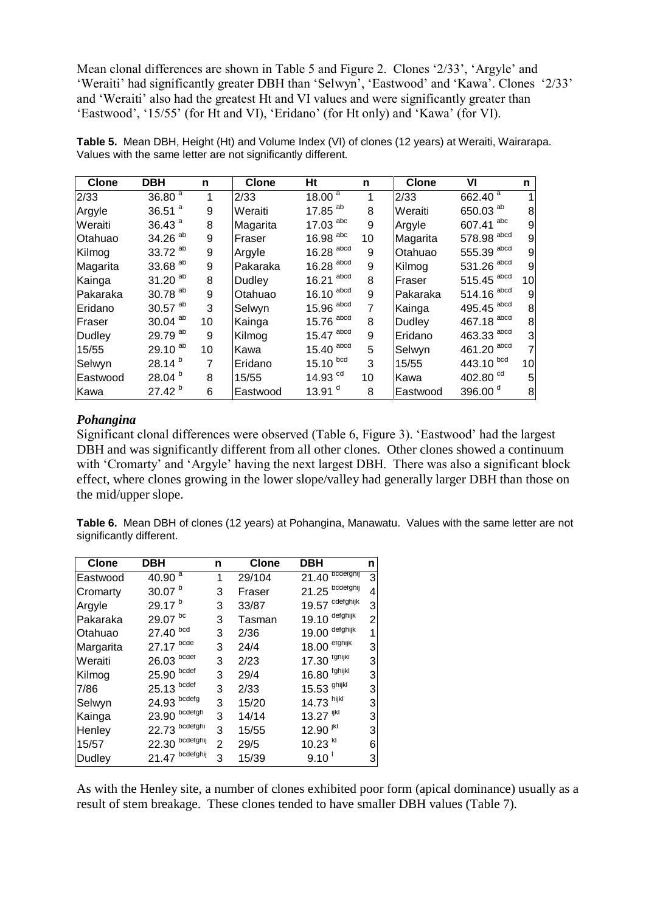Mean clonal differences are shown in Table 5 and Figure 2. Clones '2/33', 'Argyle' and 'Weraiti' had significantly greater DBH than 'Selwyn', 'Eastwood' and 'Kawa'. Clones '2/33' and 'Weraiti' also had the greatest Ht and VI values and were significantly greater than 'Eastwood', '15/55' (for Ht and VI), 'Eridano' (for Ht only) and 'Kawa' (for VI).

**Table 5.** Mean DBH, Height (Ht) and Volume Index (VI) of clones (12 years) at Weraiti, Wairarapa. Values with the same letter are not significantly different.

| Clone | DBH | n | Clone | Ht | n | Clone | VI | n |
|---|---|---|---|---|---|---|---|---|
| 2/33 | 36.80 [a] | 1 | 2/33 | 18.00 [a] | 1 | 2/33 | 662.40 [a] | 1 |
| Argyle | 36.51 [a] | 9 | Weraiti | 17.85 [ab] | 8 | Weraiti | 650.03 [ab] | 8 |
| Weraiti | 36.43 [a] | 8 | Magarita | 17.03 [abc] | 9 | Argyle | 607.41 [abc] | 9 |
| Otahuao | 34.26 [ab] | 9 | Fraser | 16.98 [abc] | 10 | Magarita | 578.98 [abcd] | 9 |
| Kilmog | 33.72 [ab] | 9 | Argyle | 16.28 [abcd] | 9 | Otahuao | 555.39 [abcd] | 9 |
| Magarita | 33.68 [ab] | 9 | Pakaraka | 16.28 [abcd] | 9 | Kilmog | 531.26 [abcd] | 9 |
| Kainga | 31.20 [ab] | 8 | Dudley | 16.21 [abcd] | 8 | Fraser | 515.45 [abcd] | 10 |
| Pakaraka | 30.78 [ab] | 9 | Otahuao | 16.10 [abcd] | 9 | Pakaraka | 514.16 [abcd] | 9 |
| Eridano | 30.57 [ab] | 3 | Selwyn | 15.96 [abcd] | 7 | Kainga | 495.45 [abcd] | 8 |
| Fraser | 30.04 [ab] | 10 | Kainga | 15.76 [abcd] | 8 | Dudley | 467.18 [abcd] | 8 |
| Dudley | 29.79 [ab] | 9 | Kilmog | 15.47 [abcd] | 9 | Eridano | 463.33 [abcd] | 3 |
| 15/55 | 29.10 [ab] | 10 | Kawa | 15.40 [abcd] | 5 | Selwyn | 461.20 [abcd] | 7 |
| Selwyn | 28.14 [b] | 7 | Eridano | 15.10 [bcd] | 3 | 15/55 | 443.10 [bcd] | 10 |
| Eastwood | 28.04 [b] | 8 | 15/55 | 14.93 [cd] | 10 | Kawa | 402.80 [cd] | 5 |
| Kawa | 27.42 [b] | 6 | Eastwood | 13.91 [d] | 8 | Eastwood | 396.00 [d] | 8 |

### *Pohangina*

Significant clonal differences were observed (Table 6, Figure 3). 'Eastwood' had the largest DBH and was significantly different from all other clones. Other clones showed a continuum with 'Cromarty' and 'Argyle' having the next largest DBH. There was also a significant block effect, where clones growing in the lower slope/valley had generally larger DBH than those on the mid/upper slope.

**Table 6.** Mean DBH of clones (12 years) at Pohangina, Manawatu. Values with the same letter are not significantly different.

| Clone | DBH | n | Clone | DBH | n |
|---|---|---|---|---|---|
| Eastwood | 40.90 [a] | 1 | 29/104 | 21.40 [bcdefghij] | 3 |
| Cromarty | 30.07 [b] | 3 | Fraser | 21.25 [bcdefghij] | 4 |
| Argyle | 29.17 [b] | 3 | 33/87 | 19.57 [cdefghijk] | 3 |
| Pakaraka | 29.07 [bc] | 3 | Tasman | 19.10 [defghijk] | 2 |
| Otahuao | 27.40 [bcd] | 3 | 2/36 | 19.00 [defghijk] | 1 |
| Margarita | 27.17 [bcde] | 3 | 24/4 | 18.00 [efghijk] | 3 |
| Weraiti | 26.03 [bcdef] | 3 | 2/23 | 17.30 [fghijkl] | 3 |
| Kilmog | 25.90 [bcdef] | 3 | 29/4 | 16.80 [fghijkl] | 3 |
| 7/86 | 25.13 [bcdef] | 3 | 2/33 | 15.53 [ghijkl] | 3 |
| Selwyn | 24.93 [bcdefg] | 3 | 15/20 | 14.73 [hijkl] | 3 |
| Kainga | 23.90 [bcdefgh] | 3 | 14/14 | 13.27 [ijkl] | 3 |
| Henley | 22.73 [bcdefghi] | 3 | 15/55 | 12.90 [jkl] | 3 |
| 15/57 | 22.30 [bcdefghij] | 2 | 29/5 | 10.23 [kl] | 6 |
| Dudley | 21.47 [bcdefghij] | 3 | 15/39 | 9.10 [l] | 3 |

As with the Henley site, a number of clones exhibited poor form (apical dominance) usually as a result of stem breakage. These clones tended to have smaller DBH values (Table 7).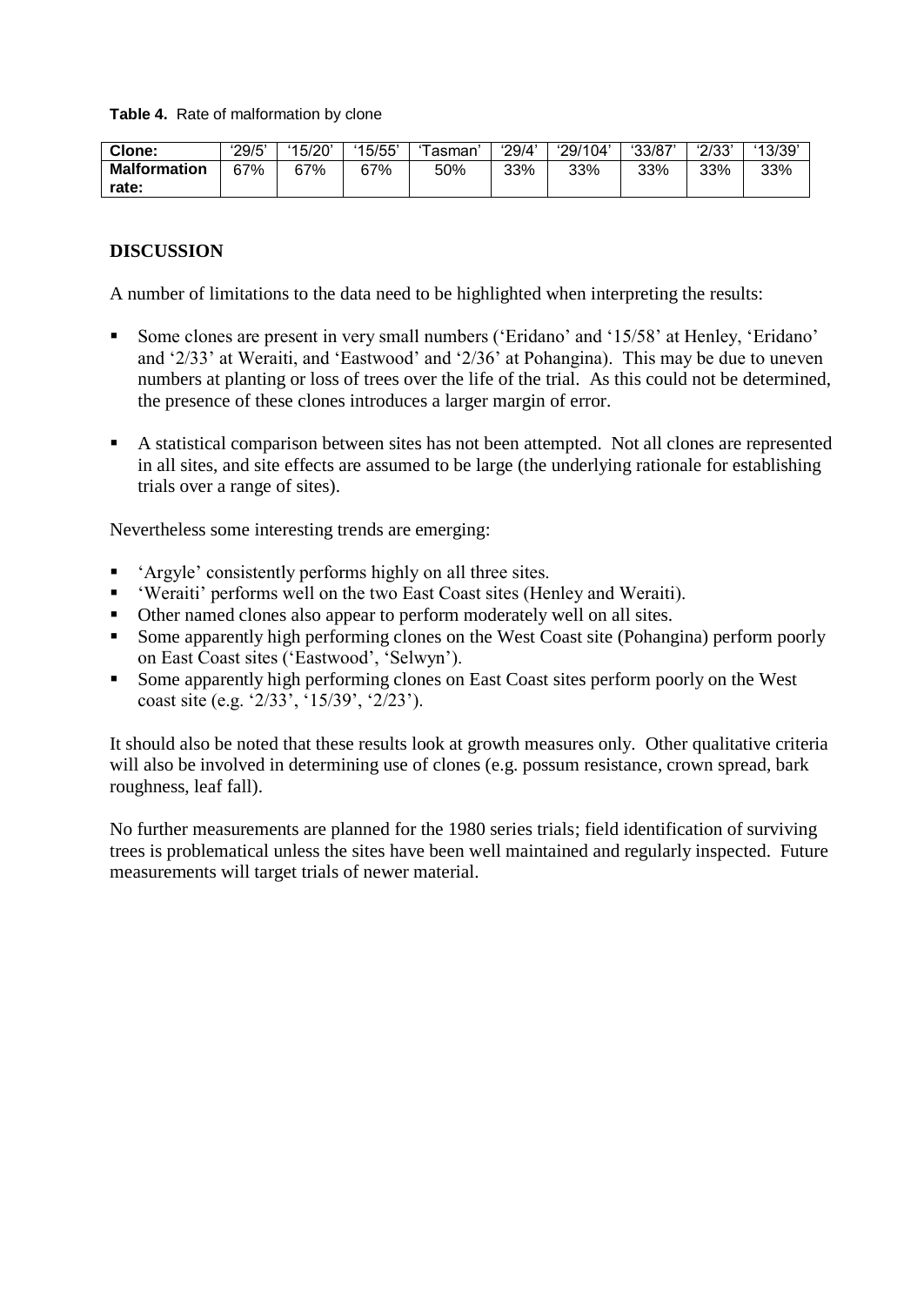**Table 4.** Rate of malformation by clone

| Clone: | '29/5' | '15/20' | '15/55' | 'Tasman' | '29/4' | '29/104' | '33/87' | '2/33' | '13/39' |
|---|---|---|---|---|---|---|---|---|---|
| Malformation rate: | 67% | 67% | 67% | 50% | 33% | 33% | 33% | 33% | 33% |

## DISCUSSION

A number of limitations to the data need to be highlighted when interpreting the results:

- Some clones are present in very small numbers ('Eridano' and '15/58' at Henley, 'Eridano' and '2/33' at Weraiti, and 'Eastwood' and '2/36' at Pohangina). This may be due to uneven numbers at planting or loss of trees over the life of the trial. As this could not be determined, the presence of these clones introduces a larger margin of error.
- A statistical comparison between sites has not been attempted. Not all clones are represented in all sites, and site effects are assumed to be large (the underlying rationale for establishing trials over a range of sites).

Nevertheless some interesting trends are emerging:

- 'Argyle' consistently performs highly on all three sites.
- 'Weraiti' performs well on the two East Coast sites (Henley and Weraiti).
- Other named clones also appear to perform moderately well on all sites.
- Some apparently high performing clones on the West Coast site (Pohangina) perform poorly on East Coast sites ('Eastwood', 'Selwyn').
- Some apparently high performing clones on East Coast sites perform poorly on the West coast site (e.g. '2/33', '15/39', '2/23').

It should also be noted that these results look at growth measures only. Other qualitative criteria will also be involved in determining use of clones (e.g. possum resistance, crown spread, bark roughness, leaf fall).

No further measurements are planned for the 1980 series trials; field identification of surviving trees is problematical unless the sites have been well maintained and regularly inspected. Future measurements will target trials of newer material.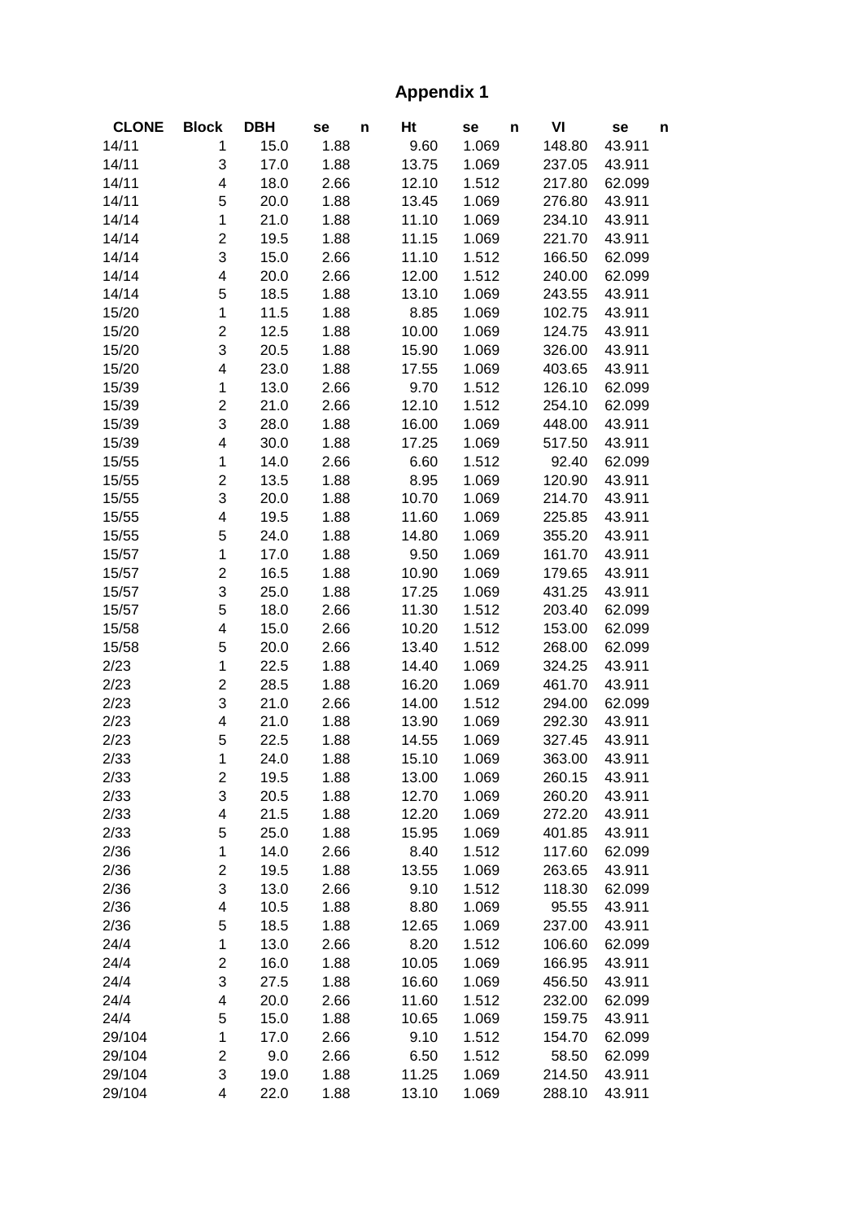# Appendix 1

| CLONE | Block | DBH | se | n | Ht | se | n | VI | se | n |
|---|---|---|---|---|---|---|---|---|---|---|
| 14/11 | 1 | 15.0 | 1.88 | | 9.60 | 1.069 | | 148.80 | 43.911 | |
| 14/11 | 3 | 17.0 | 1.88 | | 13.75 | 1.069 | | 237.05 | 43.911 | |
| 14/11 | 4 | 18.0 | 2.66 | | 12.10 | 1.512 | | 217.80 | 62.099 | |
| 14/11 | 5 | 20.0 | 1.88 | | 13.45 | 1.069 | | 276.80 | 43.911 | |
| 14/14 | 1 | 21.0 | 1.88 | | 11.10 | 1.069 | | 234.10 | 43.911 | |
| 14/14 | 2 | 19.5 | 1.88 | | 11.15 | 1.069 | | 221.70 | 43.911 | |
| 14/14 | 3 | 15.0 | 2.66 | | 11.10 | 1.512 | | 166.50 | 62.099 | |
| 14/14 | 4 | 20.0 | 2.66 | | 12.00 | 1.512 | | 240.00 | 62.099 | |
| 14/14 | 5 | 18.5 | 1.88 | | 13.10 | 1.069 | | 243.55 | 43.911 | |
| 15/20 | 1 | 11.5 | 1.88 | | 8.85 | 1.069 | | 102.75 | 43.911 | |
| 15/20 | 2 | 12.5 | 1.88 | | 10.00 | 1.069 | | 124.75 | 43.911 | |
| 15/20 | 3 | 20.5 | 1.88 | | 15.90 | 1.069 | | 326.00 | 43.911 | |
| 15/20 | 4 | 23.0 | 1.88 | | 17.55 | 1.069 | | 403.65 | 43.911 | |
| 15/39 | 1 | 13.0 | 2.66 | | 9.70 | 1.512 | | 126.10 | 62.099 | |
| 15/39 | 2 | 21.0 | 2.66 | | 12.10 | 1.512 | | 254.10 | 62.099 | |
| 15/39 | 3 | 28.0 | 1.88 | | 16.00 | 1.069 | | 448.00 | 43.911 | |
| 15/39 | 4 | 30.0 | 1.88 | | 17.25 | 1.069 | | 517.50 | 43.911 | |
| 15/55 | 1 | 14.0 | 2.66 | | 6.60 | 1.512 | | 92.40 | 62.099 | |
| 15/55 | 2 | 13.5 | 1.88 | | 8.95 | 1.069 | | 120.90 | 43.911 | |
| 15/55 | 3 | 20.0 | 1.88 | | 10.70 | 1.069 | | 214.70 | 43.911 | |
| 15/55 | 4 | 19.5 | 1.88 | | 11.60 | 1.069 | | 225.85 | 43.911 | |
| 15/55 | 5 | 24.0 | 1.88 | | 14.80 | 1.069 | | 355.20 | 43.911 | |
| 15/57 | 1 | 17.0 | 1.88 | | 9.50 | 1.069 | | 161.70 | 43.911 | |
| 15/57 | 2 | 16.5 | 1.88 | | 10.90 | 1.069 | | 179.65 | 43.911 | |
| 15/57 | 3 | 25.0 | 1.88 | | 17.25 | 1.069 | | 431.25 | 43.911 | |
| 15/57 | 5 | 18.0 | 2.66 | | 11.30 | 1.512 | | 203.40 | 62.099 | |
| 15/58 | 4 | 15.0 | 2.66 | | 10.20 | 1.512 | | 153.00 | 62.099 | |
| 15/58 | 5 | 20.0 | 2.66 | | 13.40 | 1.512 | | 268.00 | 62.099 | |
| 2/23 | 1 | 22.5 | 1.88 | | 14.40 | 1.069 | | 324.25 | 43.911 | |
| 2/23 | 2 | 28.5 | 1.88 | | 16.20 | 1.069 | | 461.70 | 43.911 | |
| 2/23 | 3 | 21.0 | 2.66 | | 14.00 | 1.512 | | 294.00 | 62.099 | |
| 2/23 | 4 | 21.0 | 1.88 | | 13.90 | 1.069 | | 292.30 | 43.911 | |
| 2/23 | 5 | 22.5 | 1.88 | | 14.55 | 1.069 | | 327.45 | 43.911 | |
| 2/33 | 1 | 24.0 | 1.88 | | 15.10 | 1.069 | | 363.00 | 43.911 | |
| 2/33 | 2 | 19.5 | 1.88 | | 13.00 | 1.069 | | 260.15 | 43.911 | |
| 2/33 | 3 | 20.5 | 1.88 | | 12.70 | 1.069 | | 260.20 | 43.911 | |
| 2/33 | 4 | 21.5 | 1.88 | | 12.20 | 1.069 | | 272.20 | 43.911 | |
| 2/33 | 5 | 25.0 | 1.88 | | 15.95 | 1.069 | | 401.85 | 43.911 | |
| 2/36 | 1 | 14.0 | 2.66 | | 8.40 | 1.512 | | 117.60 | 62.099 | |
| 2/36 | 2 | 19.5 | 1.88 | | 13.55 | 1.069 | | 263.65 | 43.911 | |
| 2/36 | 3 | 13.0 | 2.66 | | 9.10 | 1.512 | | 118.30 | 62.099 | |
| 2/36 | 4 | 10.5 | 1.88 | | 8.80 | 1.069 | | 95.55 | 43.911 | |
| 2/36 | 5 | 18.5 | 1.88 | | 12.65 | 1.069 | | 237.00 | 43.911 | |
| 24/4 | 1 | 13.0 | 2.66 | | 8.20 | 1.512 | | 106.60 | 62.099 | |
| 24/4 | 2 | 16.0 | 1.88 | | 10.05 | 1.069 | | 166.95 | 43.911 | |
| 24/4 | 3 | 27.5 | 1.88 | | 16.60 | 1.069 | | 456.50 | 43.911 | |
| 24/4 | 4 | 20.0 | 2.66 | | 11.60 | 1.512 | | 232.00 | 62.099 | |
| 24/4 | 5 | 15.0 | 1.88 | | 10.65 | 1.069 | | 159.75 | 43.911 | |
| 29/104 | 1 | 17.0 | 2.66 | | 9.10 | 1.512 | | 154.70 | 62.099 | |
| 29/104 | 2 | 9.0 | 2.66 | | 6.50 | 1.512 | | 58.50 | 62.099 | |
| 29/104 | 3 | 19.0 | 1.88 | | 11.25 | 1.069 | | 214.50 | 43.911 | |
| 29/104 | 4 | 22.0 | 1.88 | | 13.10 | 1.069 | | 288.10 | 43.911 | |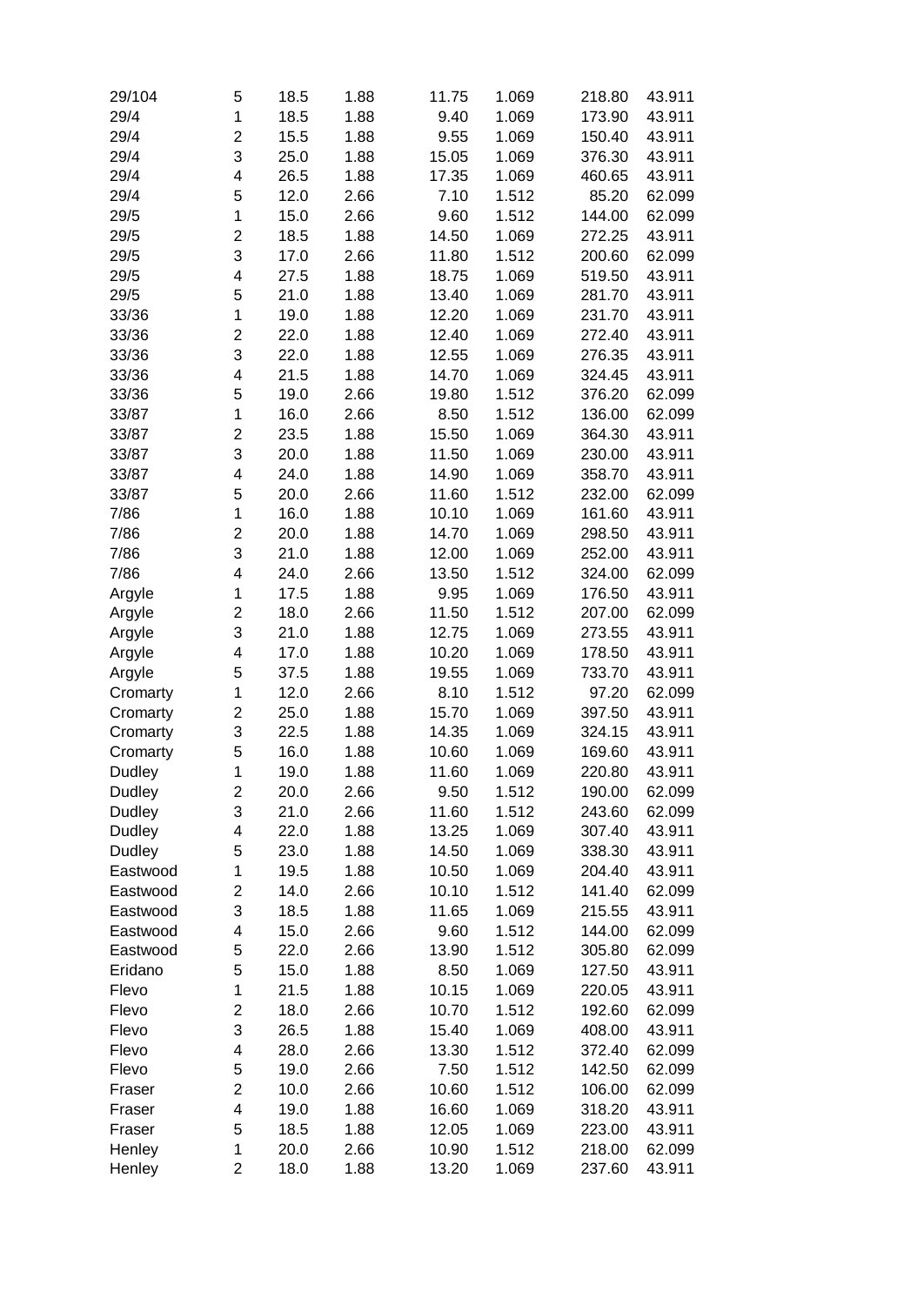| | | | | | | | |
|---|---|---|---|---|---|---|---|
| 29/104 | 5 | 18.5 | 1.88 | 11.75 | 1.069 | 218.80 | 43.911 |
| 29/4 | 1 | 18.5 | 1.88 | 9.40 | 1.069 | 173.90 | 43.911 |
| 29/4 | 2 | 15.5 | 1.88 | 9.55 | 1.069 | 150.40 | 43.911 |
| 29/4 | 3 | 25.0 | 1.88 | 15.05 | 1.069 | 376.30 | 43.911 |
| 29/4 | 4 | 26.5 | 1.88 | 17.35 | 1.069 | 460.65 | 43.911 |
| 29/4 | 5 | 12.0 | 2.66 | 7.10 | 1.512 | 85.20 | 62.099 |
| 29/5 | 1 | 15.0 | 2.66 | 9.60 | 1.512 | 144.00 | 62.099 |
| 29/5 | 2 | 18.5 | 1.88 | 14.50 | 1.069 | 272.25 | 43.911 |
| 29/5 | 3 | 17.0 | 2.66 | 11.80 | 1.512 | 200.60 | 62.099 |
| 29/5 | 4 | 27.5 | 1.88 | 18.75 | 1.069 | 519.50 | 43.911 |
| 29/5 | 5 | 21.0 | 1.88 | 13.40 | 1.069 | 281.70 | 43.911 |
| 33/36 | 1 | 19.0 | 1.88 | 12.20 | 1.069 | 231.70 | 43.911 |
| 33/36 | 2 | 22.0 | 1.88 | 12.40 | 1.069 | 272.40 | 43.911 |
| 33/36 | 3 | 22.0 | 1.88 | 12.55 | 1.069 | 276.35 | 43.911 |
| 33/36 | 4 | 21.5 | 1.88 | 14.70 | 1.069 | 324.45 | 43.911 |
| 33/36 | 5 | 19.0 | 2.66 | 19.80 | 1.512 | 376.20 | 62.099 |
| 33/87 | 1 | 16.0 | 2.66 | 8.50 | 1.512 | 136.00 | 62.099 |
| 33/87 | 2 | 23.5 | 1.88 | 15.50 | 1.069 | 364.30 | 43.911 |
| 33/87 | 3 | 20.0 | 1.88 | 11.50 | 1.069 | 230.00 | 43.911 |
| 33/87 | 4 | 24.0 | 1.88 | 14.90 | 1.069 | 358.70 | 43.911 |
| 33/87 | 5 | 20.0 | 2.66 | 11.60 | 1.512 | 232.00 | 62.099 |
| 7/86 | 1 | 16.0 | 1.88 | 10.10 | 1.069 | 161.60 | 43.911 |
| 7/86 | 2 | 20.0 | 1.88 | 14.70 | 1.069 | 298.50 | 43.911 |
| 7/86 | 3 | 21.0 | 1.88 | 12.00 | 1.069 | 252.00 | 43.911 |
| 7/86 | 4 | 24.0 | 2.66 | 13.50 | 1.512 | 324.00 | 62.099 |
| Argyle | 1 | 17.5 | 1.88 | 9.95 | 1.069 | 176.50 | 43.911 |
| Argyle | 2 | 18.0 | 2.66 | 11.50 | 1.512 | 207.00 | 62.099 |
| Argyle | 3 | 21.0 | 1.88 | 12.75 | 1.069 | 273.55 | 43.911 |
| Argyle | 4 | 17.0 | 1.88 | 10.20 | 1.069 | 178.50 | 43.911 |
| Argyle | 5 | 37.5 | 1.88 | 19.55 | 1.069 | 733.70 | 43.911 |
| Cromarty | 1 | 12.0 | 2.66 | 8.10 | 1.512 | 97.20 | 62.099 |
| Cromarty | 2 | 25.0 | 1.88 | 15.70 | 1.069 | 397.50 | 43.911 |
| Cromarty | 3 | 22.5 | 1.88 | 14.35 | 1.069 | 324.15 | 43.911 |
| Cromarty | 5 | 16.0 | 1.88 | 10.60 | 1.069 | 169.60 | 43.911 |
| Dudley | 1 | 19.0 | 1.88 | 11.60 | 1.069 | 220.80 | 43.911 |
| Dudley | 2 | 20.0 | 2.66 | 9.50 | 1.512 | 190.00 | 62.099 |
| Dudley | 3 | 21.0 | 2.66 | 11.60 | 1.512 | 243.60 | 62.099 |
| Dudley | 4 | 22.0 | 1.88 | 13.25 | 1.069 | 307.40 | 43.911 |
| Dudley | 5 | 23.0 | 1.88 | 14.50 | 1.069 | 338.30 | 43.911 |
| Eastwood | 1 | 19.5 | 1.88 | 10.50 | 1.069 | 204.40 | 43.911 |
| Eastwood | 2 | 14.0 | 2.66 | 10.10 | 1.512 | 141.40 | 62.099 |
| Eastwood | 3 | 18.5 | 1.88 | 11.65 | 1.069 | 215.55 | 43.911 |
| Eastwood | 4 | 15.0 | 2.66 | 9.60 | 1.512 | 144.00 | 62.099 |
| Eastwood | 5 | 22.0 | 2.66 | 13.90 | 1.512 | 305.80 | 62.099 |
| Eridano | 5 | 15.0 | 1.88 | 8.50 | 1.069 | 127.50 | 43.911 |
| Flevo | 1 | 21.5 | 1.88 | 10.15 | 1.069 | 220.05 | 43.911 |
| Flevo | 2 | 18.0 | 2.66 | 10.70 | 1.512 | 192.60 | 62.099 |
| Flevo | 3 | 26.5 | 1.88 | 15.40 | 1.069 | 408.00 | 43.911 |
| Flevo | 4 | 28.0 | 2.66 | 13.30 | 1.512 | 372.40 | 62.099 |
| Flevo | 5 | 19.0 | 2.66 | 7.50 | 1.512 | 142.50 | 62.099 |
| Fraser | 2 | 10.0 | 2.66 | 10.60 | 1.512 | 106.00 | 62.099 |
| Fraser | 4 | 19.0 | 1.88 | 16.60 | 1.069 | 318.20 | 43.911 |
| Fraser | 5 | 18.5 | 1.88 | 12.05 | 1.069 | 223.00 | 43.911 |
| Henley | 1 | 20.0 | 2.66 | 10.90 | 1.512 | 218.00 | 62.099 |
| Henley | 2 | 18.0 | 1.88 | 13.20 | 1.069 | 237.60 | 43.911 |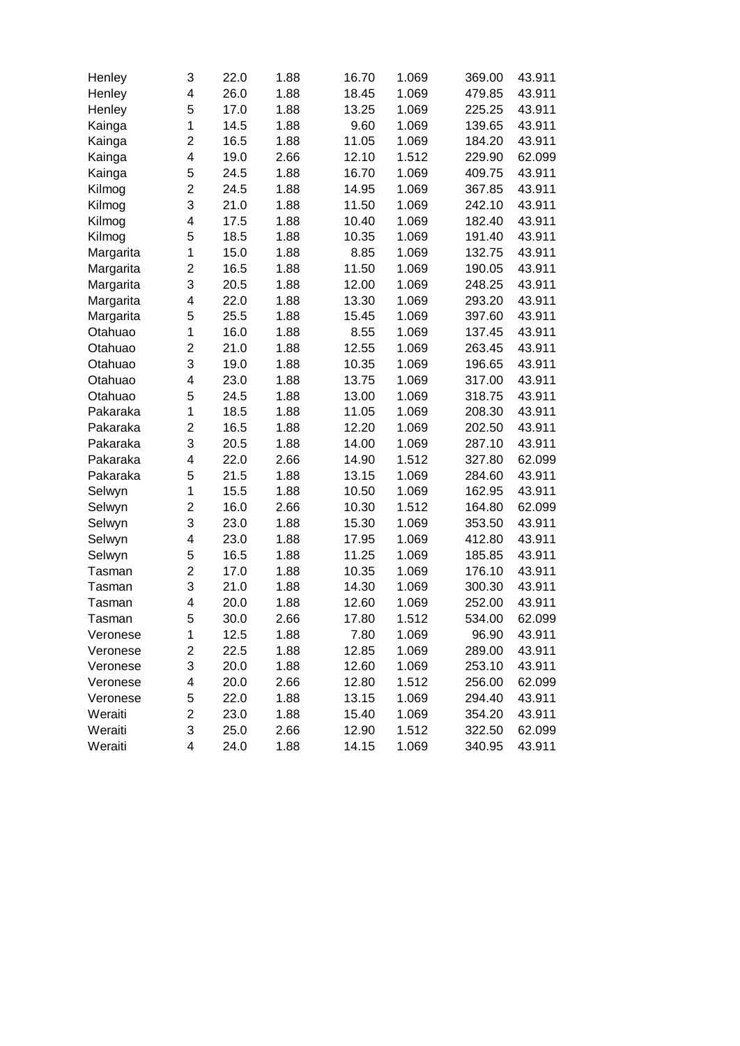| | | | | | | | |
|---|---|---|---|---|---|---|---|
| Henley | 3 | 22.0 | 1.88 | 16.70 | 1.069 | 369.00 | 43.911 |
| Henley | 4 | 26.0 | 1.88 | 18.45 | 1.069 | 479.85 | 43.911 |
| Henley | 5 | 17.0 | 1.88 | 13.25 | 1.069 | 225.25 | 43.911 |
| Kainga | 1 | 14.5 | 1.88 | 9.60 | 1.069 | 139.65 | 43.911 |
| Kainga | 2 | 16.5 | 1.88 | 11.05 | 1.069 | 184.20 | 43.911 |
| Kainga | 4 | 19.0 | 2.66 | 12.10 | 1.512 | 229.90 | 62.099 |
| Kainga | 5 | 24.5 | 1.88 | 16.70 | 1.069 | 409.75 | 43.911 |
| Kilmog | 2 | 24.5 | 1.88 | 14.95 | 1.069 | 367.85 | 43.911 |
| Kilmog | 3 | 21.0 | 1.88 | 11.50 | 1.069 | 242.10 | 43.911 |
| Kilmog | 4 | 17.5 | 1.88 | 10.40 | 1.069 | 182.40 | 43.911 |
| Kilmog | 5 | 18.5 | 1.88 | 10.35 | 1.069 | 191.40 | 43.911 |
| Margarita | 1 | 15.0 | 1.88 | 8.85 | 1.069 | 132.75 | 43.911 |
| Margarita | 2 | 16.5 | 1.88 | 11.50 | 1.069 | 190.05 | 43.911 |
| Margarita | 3 | 20.5 | 1.88 | 12.00 | 1.069 | 248.25 | 43.911 |
| Margarita | 4 | 22.0 | 1.88 | 13.30 | 1.069 | 293.20 | 43.911 |
| Margarita | 5 | 25.5 | 1.88 | 15.45 | 1.069 | 397.60 | 43.911 |
| Otahuao | 1 | 16.0 | 1.88 | 8.55 | 1.069 | 137.45 | 43.911 |
| Otahuao | 2 | 21.0 | 1.88 | 12.55 | 1.069 | 263.45 | 43.911 |
| Otahuao | 3 | 19.0 | 1.88 | 10.35 | 1.069 | 196.65 | 43.911 |
| Otahuao | 4 | 23.0 | 1.88 | 13.75 | 1.069 | 317.00 | 43.911 |
| Otahuao | 5 | 24.5 | 1.88 | 13.00 | 1.069 | 318.75 | 43.911 |
| Pakaraka | 1 | 18.5 | 1.88 | 11.05 | 1.069 | 208.30 | 43.911 |
| Pakaraka | 2 | 16.5 | 1.88 | 12.20 | 1.069 | 202.50 | 43.911 |
| Pakaraka | 3 | 20.5 | 1.88 | 14.00 | 1.069 | 287.10 | 43.911 |
| Pakaraka | 4 | 22.0 | 2.66 | 14.90 | 1.512 | 327.80 | 62.099 |
| Pakaraka | 5 | 21.5 | 1.88 | 13.15 | 1.069 | 284.60 | 43.911 |
| Selwyn | 1 | 15.5 | 1.88 | 10.50 | 1.069 | 162.95 | 43.911 |
| Selwyn | 2 | 16.0 | 2.66 | 10.30 | 1.512 | 164.80 | 62.099 |
| Selwyn | 3 | 23.0 | 1.88 | 15.30 | 1.069 | 353.50 | 43.911 |
| Selwyn | 4 | 23.0 | 1.88 | 17.95 | 1.069 | 412.80 | 43.911 |
| Selwyn | 5 | 16.5 | 1.88 | 11.25 | 1.069 | 185.85 | 43.911 |
| Tasman | 2 | 17.0 | 1.88 | 10.35 | 1.069 | 176.10 | 43.911 |
| Tasman | 3 | 21.0 | 1.88 | 14.30 | 1.069 | 300.30 | 43.911 |
| Tasman | 4 | 20.0 | 1.88 | 12.60 | 1.069 | 252.00 | 43.911 |
| Tasman | 5 | 30.0 | 2.66 | 17.80 | 1.512 | 534.00 | 62.099 |
| Veronese | 1 | 12.5 | 1.88 | 7.80 | 1.069 | 96.90 | 43.911 |
| Veronese | 2 | 22.5 | 1.88 | 12.85 | 1.069 | 289.00 | 43.911 |
| Veronese | 3 | 20.0 | 1.88 | 12.60 | 1.069 | 253.10 | 43.911 |
| Veronese | 4 | 20.0 | 2.66 | 12.80 | 1.512 | 256.00 | 62.099 |
| Veronese | 5 | 22.0 | 1.88 | 13.15 | 1.069 | 294.40 | 43.911 |
| Weraiti | 2 | 23.0 | 1.88 | 15.40 | 1.069 | 354.20 | 43.911 |
| Weraiti | 3 | 25.0 | 2.66 | 12.90 | 1.512 | 322.50 | 62.099 |
| Weraiti | 4 | 24.0 | 1.88 | 14.15 | 1.069 | 340.95 | 43.911 |